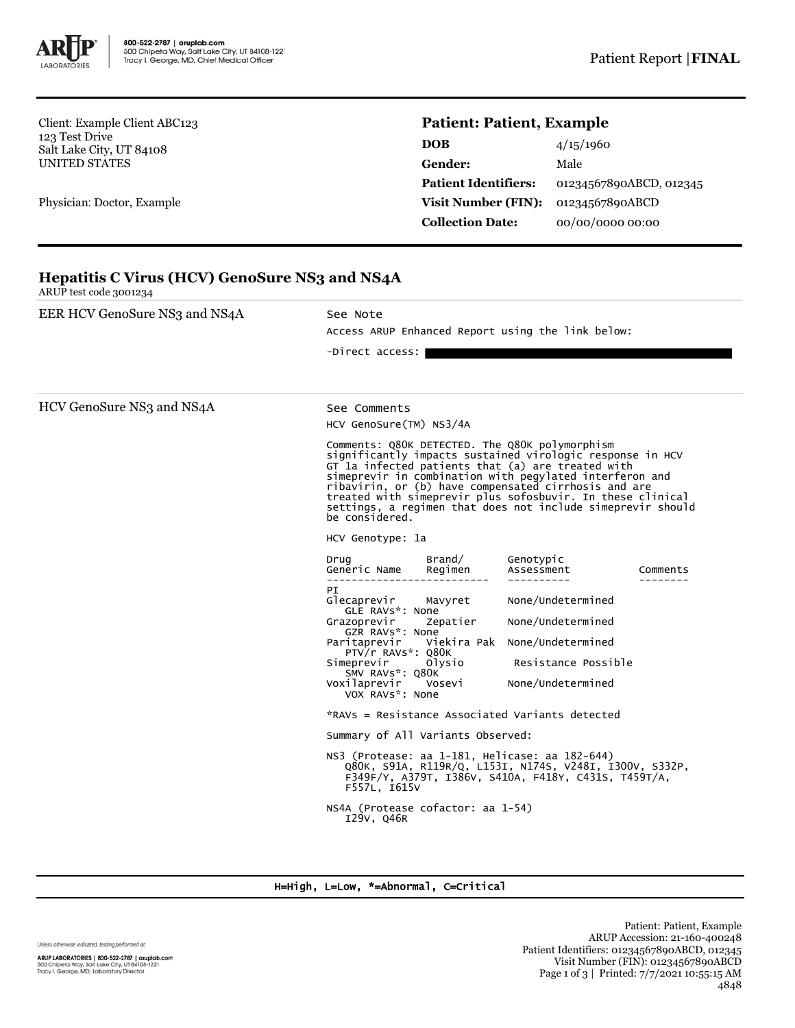Client: Example Client ABC123
123 Test Drive
Salt Lake City, UT 84108
UNITED STATES

Physician: Doctor, Example

**Patient: Patient, Example**

| | |
|---|---|
| **DOB** | 4/15/1960 |
| **Gender:** | Male |
| **Patient Identifiers:** | 01234567890ABCD, 012345 |
| **Visit Number (FIN):** | 01234567890ABCD |
| **Collection Date:** | 00/00/0000 00:00 |

## Hepatitis C Virus (HCV) GenoSure NS3 and NS4A

ARUP test code 3001234

**EER HCV GenoSure NS3 and NS4A**

See Note

Access ARUP Enhanced Report using the link below:

-Direct access:

**HCV GenoSure NS3 and NS4A**

See Comments

HCV GenoSure(TM) NS3/4A

Comments: Q80K DETECTED. The Q80K polymorphism significantly impacts sustained virologic response in HCV GT 1a infected patients that (a) are treated with simeprevir in combination with pegylated interferon and ribavirin, or (b) have compensated cirrhosis and are treated with simeprevir plus sofosbuvir. In these clinical settings, a regimen that does not include simeprevir should be considered.

HCV Genotype: 1a

| Drug Generic Name | Brand/ Regimen | Genotypic Assessment | Comments |
|---|---|---|---|
| PI | | | |
| Glecaprevir | Mavyret | None/Undetermined | |
| GLE RAVs*: None | | | |
| Grazoprevir | Zepatier | None/Undetermined | |
| GZR RAVs*: None | | | |
| Paritaprevir | Viekira Pak | None/Undetermined | |
| PTV/r RAVs*: Q80K | | | |
| Simeprevir | Olysio | Resistance Possible | |
| SMV RAVs*: Q80K | | | |
| Voxilaprevir | Vosevi | None/Undetermined | |
| VOX RAVs*: None | | | |

*RAVs = Resistance Associated Variants detected

Summary of All Variants Observed:

NS3 (Protease: aa 1-181, Helicase: aa 182-644)
Q80K, S91A, R119R/Q, L153I, N174S, V248I, I300V, S332P, F349F/Y, A379T, I386V, S410A, F418Y, C431S, T459T/A, F557L, I615V

NS4A (Protease cofactor: aa 1-54)
I29V, Q46R

H=High, L=Low, *=Abnormal, C=Critical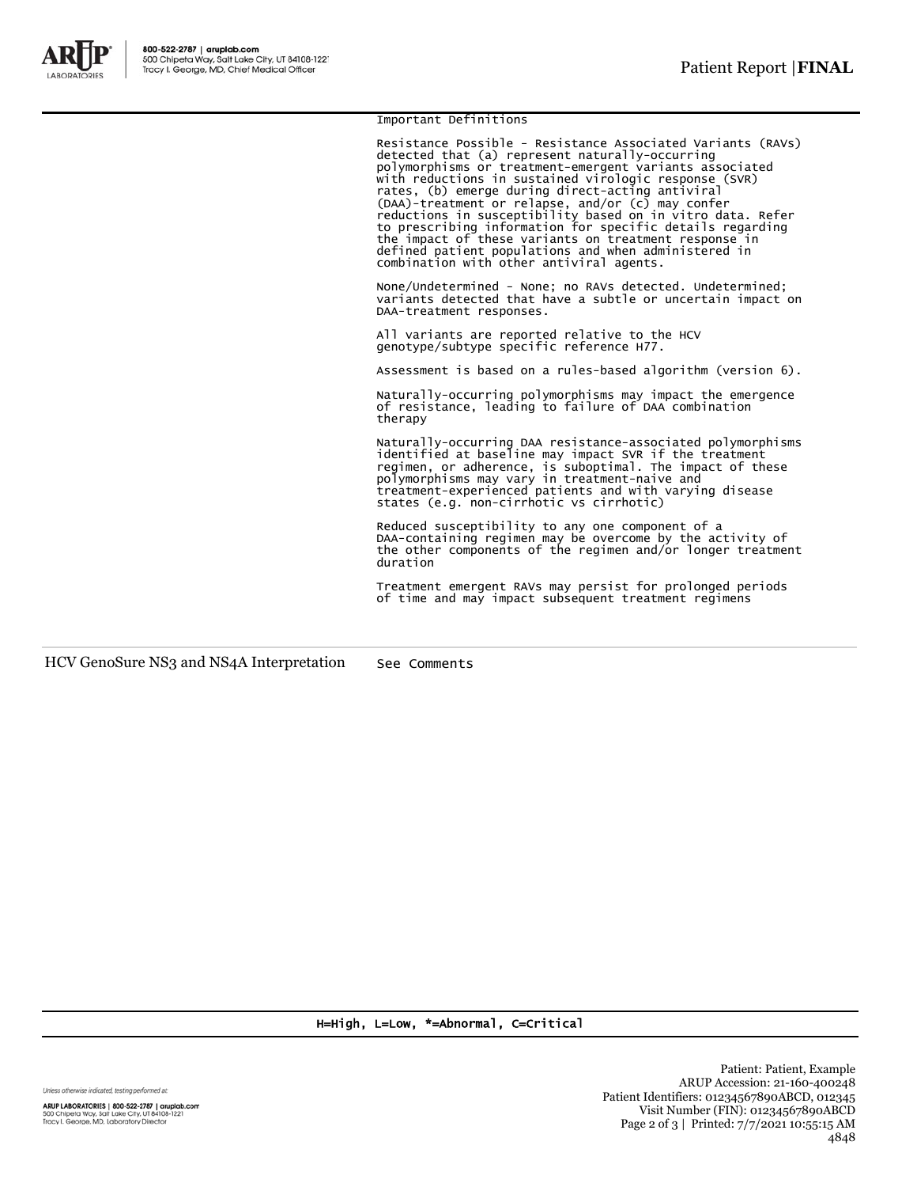Important Definitions

Resistance Possible - Resistance Associated Variants (RAVs) detected that (a) represent naturally-occurring polymorphisms or treatment-emergent variants associated with reductions in sustained virologic response (SVR) rates, (b) emerge during direct-acting antiviral (DAA)-treatment or relapse, and/or (c) may confer reductions in susceptibility based on in vitro data. Refer to prescribing information for specific details regarding the impact of these variants on treatment response in defined patient populations and when administered in combination with other antiviral agents.

None/Undetermined - None; no RAVs detected. Undetermined; variants detected that have a subtle or uncertain impact on DAA-treatment responses.

All variants are reported relative to the HCV genotype/subtype specific reference H77.

Assessment is based on a rules-based algorithm (version 6).

Naturally-occurring polymorphisms may impact the emergence of resistance, leading to failure of DAA combination therapy

Naturally-occurring DAA resistance-associated polymorphisms identified at baseline may impact SVR if the treatment regimen, or adherence, is suboptimal. The impact of these polymorphisms may vary in treatment-naive and treatment-experienced patients and with varying disease states (e.g. non-cirrhotic vs cirrhotic)

Reduced susceptibility to any one component of a DAA-containing regimen may be overcome by the activity of the other components of the regimen and/or longer treatment duration

Treatment emergent RAVs may persist for prolonged periods of time and may impact subsequent treatment regimens

| HCV GenoSure NS3 and NS4A Interpretation | See Comments |
| --- | --- |

H=High, L=Low, *=Abnormal, C=Critical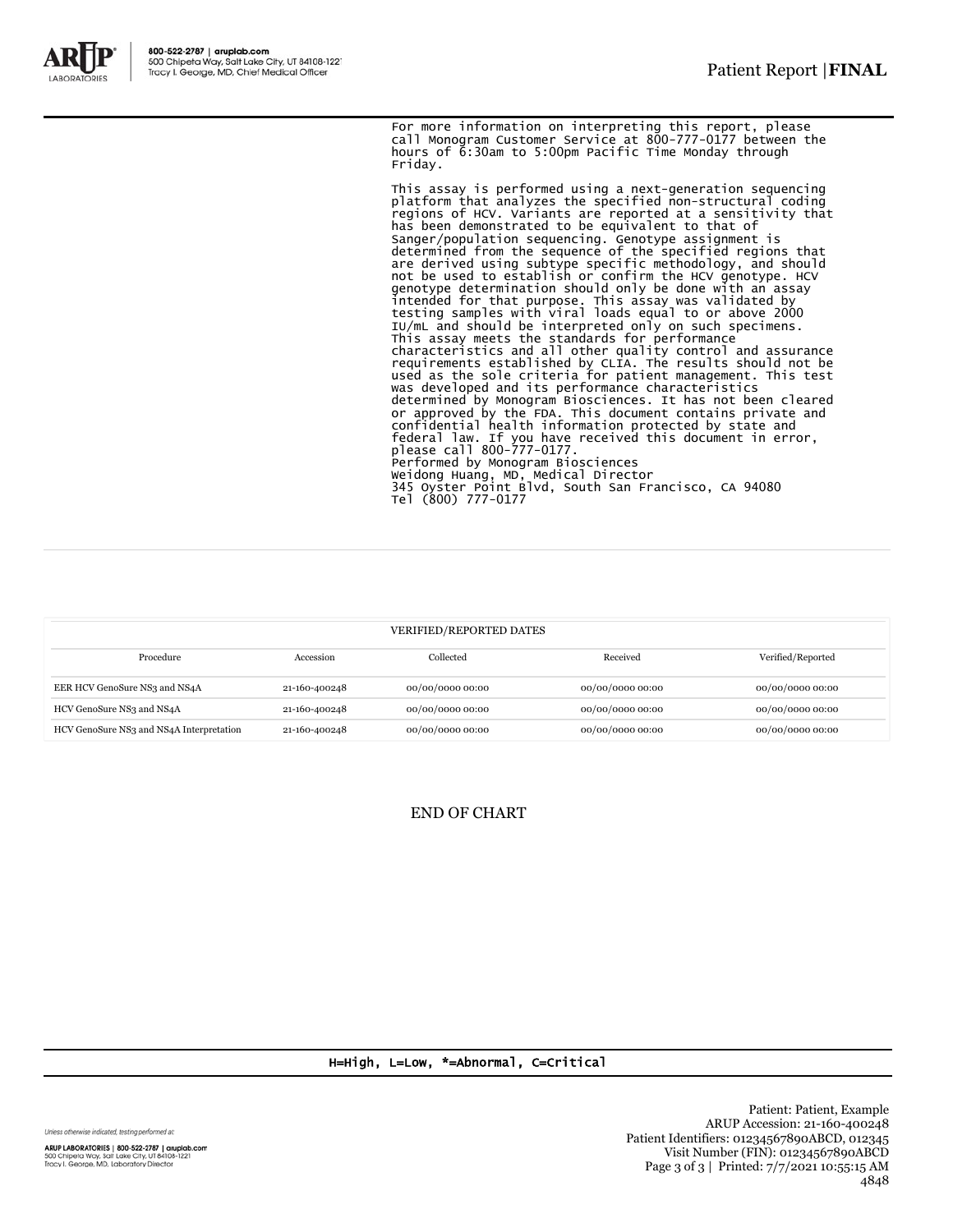For more information on interpreting this report, please call Monogram Customer Service at 800-777-0177 between the hours of 6:30am to 5:00pm Pacific Time Monday through Friday.

This assay is performed using a next-generation sequencing platform that analyzes the specified non-structural coding regions of HCV. Variants are reported at a sensitivity that has been demonstrated to be equivalent to that of Sanger/population sequencing. Genotype assignment is determined from the sequence of the specified regions that are derived using subtype specific methodology, and should not be used to establish or confirm the HCV genotype. HCV genotype determination should only be done with an assay intended for that purpose. This assay was validated by testing samples with viral loads equal to or above 2000 IU/mL and should be interpreted only on such specimens. This assay meets the standards for performance characteristics and all other quality control and assurance requirements established by CLIA. The results should not be used as the sole criteria for patient management. This test was developed and its performance characteristics determined by Monogram Biosciences. It has not been cleared or approved by the FDA. This document contains private and confidential health information protected by state and federal law. If you have received this document in error, please call 800-777-0177.
Performed by Monogram Biosciences
Weidong Huang, MD, Medical Director
345 Oyster Point Blvd, South San Francisco, CA 94080
Tel (800) 777-0177

VERIFIED/REPORTED DATES

| Procedure | Accession | Collected | Received | Verified/Reported |
|---|---|---|---|---|
| EER HCV GenoSure NS3 and NS4A | 21-160-400248 | 00/00/0000 00:00 | 00/00/0000 00:00 | 00/00/0000 00:00 |
| HCV GenoSure NS3 and NS4A | 21-160-400248 | 00/00/0000 00:00 | 00/00/0000 00:00 | 00/00/0000 00:00 |
| HCV GenoSure NS3 and NS4A Interpretation | 21-160-400248 | 00/00/0000 00:00 | 00/00/0000 00:00 | 00/00/0000 00:00 |

END OF CHART

H=High, L=Low, *=Abnormal, C=Critical

Unless otherwise indicated, testing performed at:

ARUP LABORATORIES | 800-522-2787 | aruplab.com
500 Chipeta Way, Salt Lake City, UT 84108-1221
Tracy I. George, MD, Laboratory Director

Patient: Patient, Example
ARUP Accession: 21-160-400248
Patient Identifiers: 01234567890ABCD, 012345
Visit Number (FIN): 01234567890ABCD
Printed: 7/7/2021 10:55:15 AM
4848